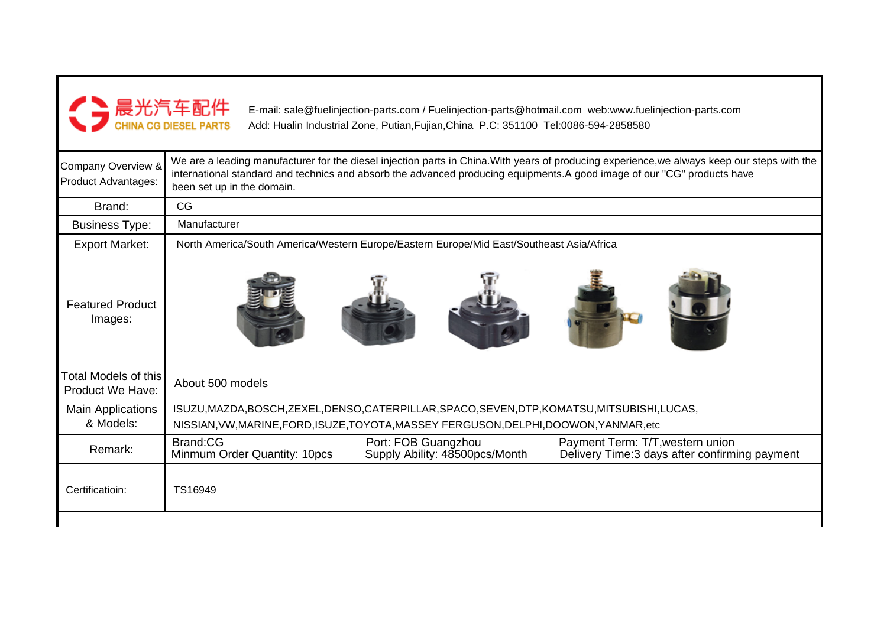晨光汽车配件
CHINA CG DIESEL PARTS

E-mail: sale@fuelinjection-parts.com / Fuelinjection-parts@hotmail.com web:www.fuelinjection-parts.com
Add: Hualin Industrial Zone, Putian,Fujian,China P.C: 351100 Tel:0086-594-2858580

| | | | |
|---|---|---|---|
| Company Overview & Product Advantages: | We are a leading manufacturer for the diesel injection parts in China.With years of producing experience,we always keep our steps with the international standard and technics and absorb the advanced producing equipments.A good image of our "CG" products have been set up in the domain. | | |
| Brand: | CG | | |
| Business Type: | Manufacturer | | |
| Export Market: | North America/South America/Western Europe/Eastern Europe/Mid East/Southeast Asia/Africa | | |
| Featured Product Images: | | | |
| Total Models of this Product We Have: | About 500 models | | |
| Main Applications & Models: | ISUZU,MAZDA,BOSCH,ZEXEL,DENSO,CATERPILLAR,SPACO,SEVEN,DTP,KOMATSU,MITSUBISHI,LUCAS, NISSIAN,VW,MARINE,FORD,ISUZE,TOYOTA,MASSEY FERGUSON,DELPHI,DOOWON,YANMAR,etc | | |
| Remark: | Brand:CG<br>Minmum Order Quantity: 10pcs | Port: FOB Guangzhou<br>Supply Ability: 48500pcs/Month | Payment Term: T/T,western union<br>Delivery Time:3 days after confirming payment |
| Certificatioin: | TS16949 | | |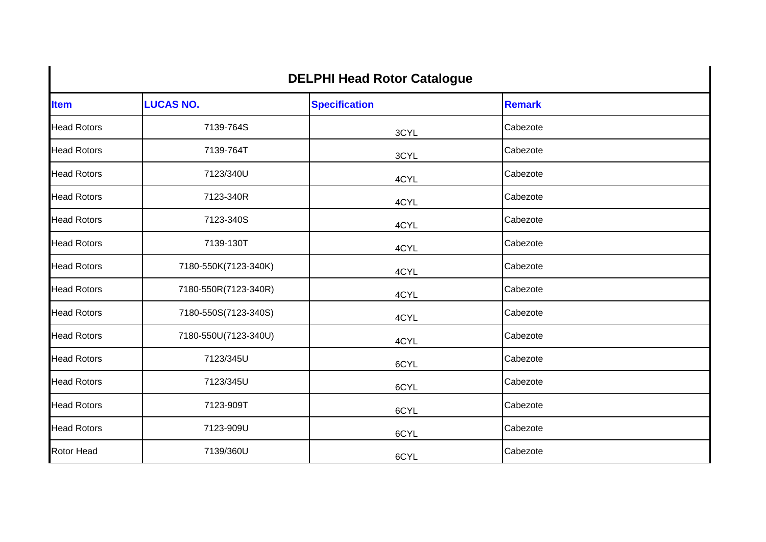## DELPHI Head Rotor Catalogue

| Item | LUCAS NO. | Specification | Remark |
|---|---|---|---|
| Head Rotors | 7139-764S | 3CYL | Cabezote |
| Head Rotors | 7139-764T | 3CYL | Cabezote |
| Head Rotors | 7123/340U | 4CYL | Cabezote |
| Head Rotors | 7123-340R | 4CYL | Cabezote |
| Head Rotors | 7123-340S | 4CYL | Cabezote |
| Head Rotors | 7139-130T | 4CYL | Cabezote |
| Head Rotors | 7180-550K(7123-340K) | 4CYL | Cabezote |
| Head Rotors | 7180-550R(7123-340R) | 4CYL | Cabezote |
| Head Rotors | 7180-550S(7123-340S) | 4CYL | Cabezote |
| Head Rotors | 7180-550U(7123-340U) | 4CYL | Cabezote |
| Head Rotors | 7123/345U | 6CYL | Cabezote |
| Head Rotors | 7123/345U | 6CYL | Cabezote |
| Head Rotors | 7123-909T | 6CYL | Cabezote |
| Head Rotors | 7123-909U | 6CYL | Cabezote |
| Rotor Head | 7139/360U | 6CYL | Cabezote |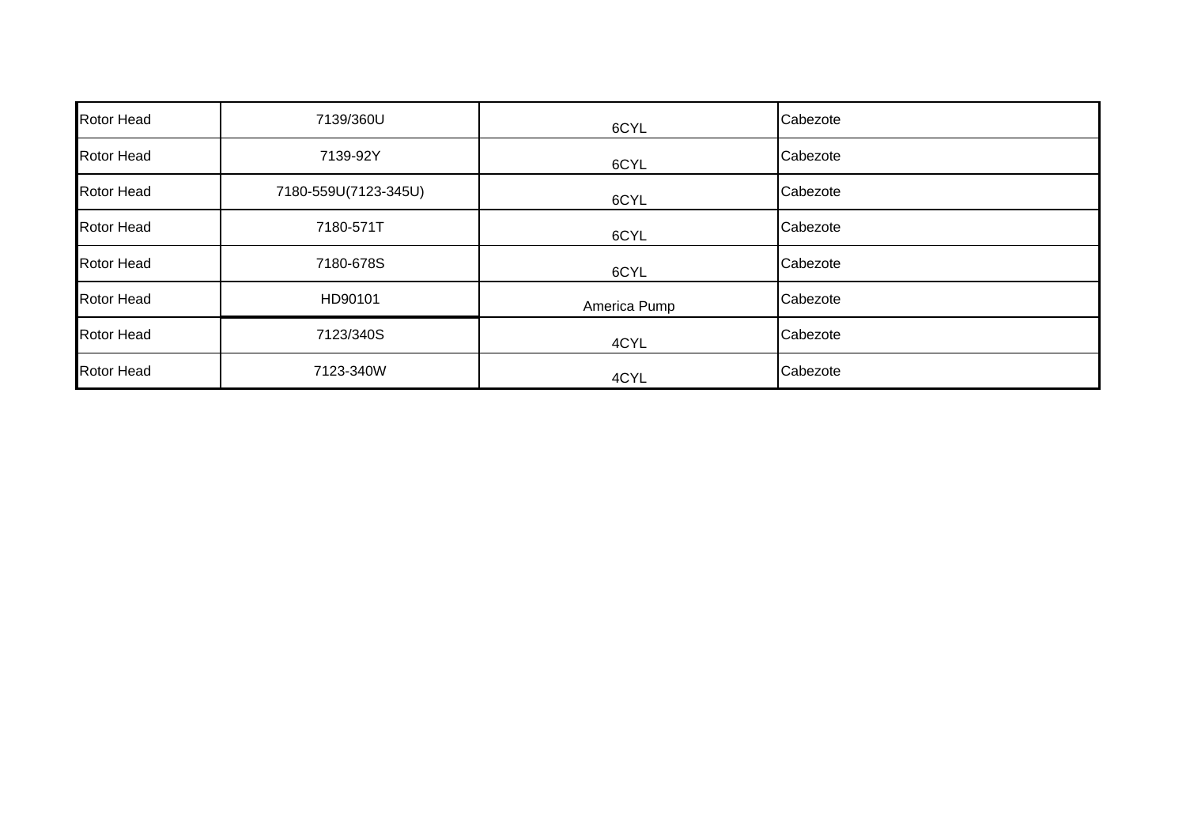| | | | |
|---|---|---|---|
| Rotor Head | 7139/360U | 6CYL | Cabezote |
| Rotor Head | 7139-92Y | 6CYL | Cabezote |
| Rotor Head | 7180-559U(7123-345U) | 6CYL | Cabezote |
| Rotor Head | 7180-571T | 6CYL | Cabezote |
| Rotor Head | 7180-678S | 6CYL | Cabezote |
| Rotor Head | HD90101 | America Pump | Cabezote |
| Rotor Head | 7123/340S | 4CYL | Cabezote |
| Rotor Head | 7123-340W | 4CYL | Cabezote |